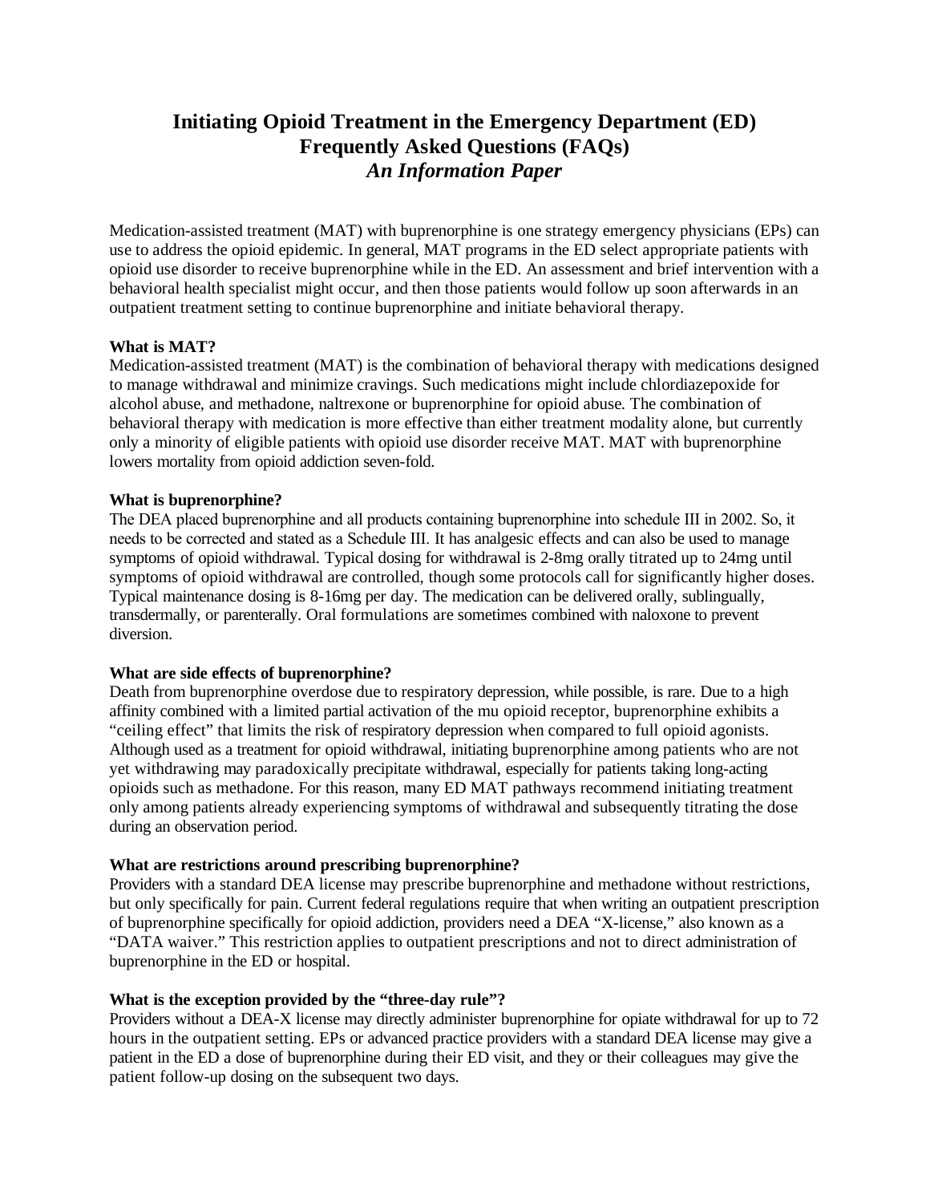# Initiating Opioid Treatment in the Emergency Department (ED)
# Frequently Asked Questions (FAQs)
## *An Information Paper*

Medication-assisted treatment (MAT) with buprenorphine is one strategy emergency physicians (EPs) can use to address the opioid epidemic. In general, MAT programs in the ED select appropriate patients with opioid use disorder to receive buprenorphine while in the ED. An assessment and brief intervention with a behavioral health specialist might occur, and then those patients would follow up soon afterwards in an outpatient treatment setting to continue buprenorphine and initiate behavioral therapy.

**What is MAT?**

Medication-assisted treatment (MAT) is the combination of behavioral therapy with medications designed to manage withdrawal and minimize cravings. Such medications might include chlordiazepoxide for alcohol abuse, and methadone, naltrexone or buprenorphine for opioid abuse. The combination of behavioral therapy with medication is more effective than either treatment modality alone, but currently only a minority of eligible patients with opioid use disorder receive MAT. MAT with buprenorphine lowers mortality from opioid addiction seven-fold.

**What is buprenorphine?**

The DEA placed buprenorphine and all products containing buprenorphine into schedule III in 2002. So, it needs to be corrected and stated as a Schedule III. It has analgesic effects and can also be used to manage symptoms of opioid withdrawal. Typical dosing for withdrawal is 2-8mg orally titrated up to 24mg until symptoms of opioid withdrawal are controlled, though some protocols call for significantly higher doses. Typical maintenance dosing is 8-16mg per day. The medication can be delivered orally, sublingually, transdermally, or parenterally. Oral formulations are sometimes combined with naloxone to prevent diversion.

**What are side effects of buprenorphine?**

Death from buprenorphine overdose due to respiratory depression, while possible, is rare. Due to a high affinity combined with a limited partial activation of the mu opioid receptor, buprenorphine exhibits a "ceiling effect" that limits the risk of respiratory depression when compared to full opioid agonists. Although used as a treatment for opioid withdrawal, initiating buprenorphine among patients who are not yet withdrawing may paradoxically precipitate withdrawal, especially for patients taking long-acting opioids such as methadone. For this reason, many ED MAT pathways recommend initiating treatment only among patients already experiencing symptoms of withdrawal and subsequently titrating the dose during an observation period.

**What are restrictions around prescribing buprenorphine?**

Providers with a standard DEA license may prescribe buprenorphine and methadone without restrictions, but only specifically for pain. Current federal regulations require that when writing an outpatient prescription of buprenorphine specifically for opioid addiction, providers need a DEA "X-license," also known as a "DATA waiver." This restriction applies to outpatient prescriptions and not to direct administration of buprenorphine in the ED or hospital.

**What is the exception provided by the "three-day rule"?**

Providers without a DEA-X license may directly administer buprenorphine for opiate withdrawal for up to 72 hours in the outpatient setting. EPs or advanced practice providers with a standard DEA license may give a patient in the ED a dose of buprenorphine during their ED visit, and they or their colleagues may give the patient follow-up dosing on the subsequent two days.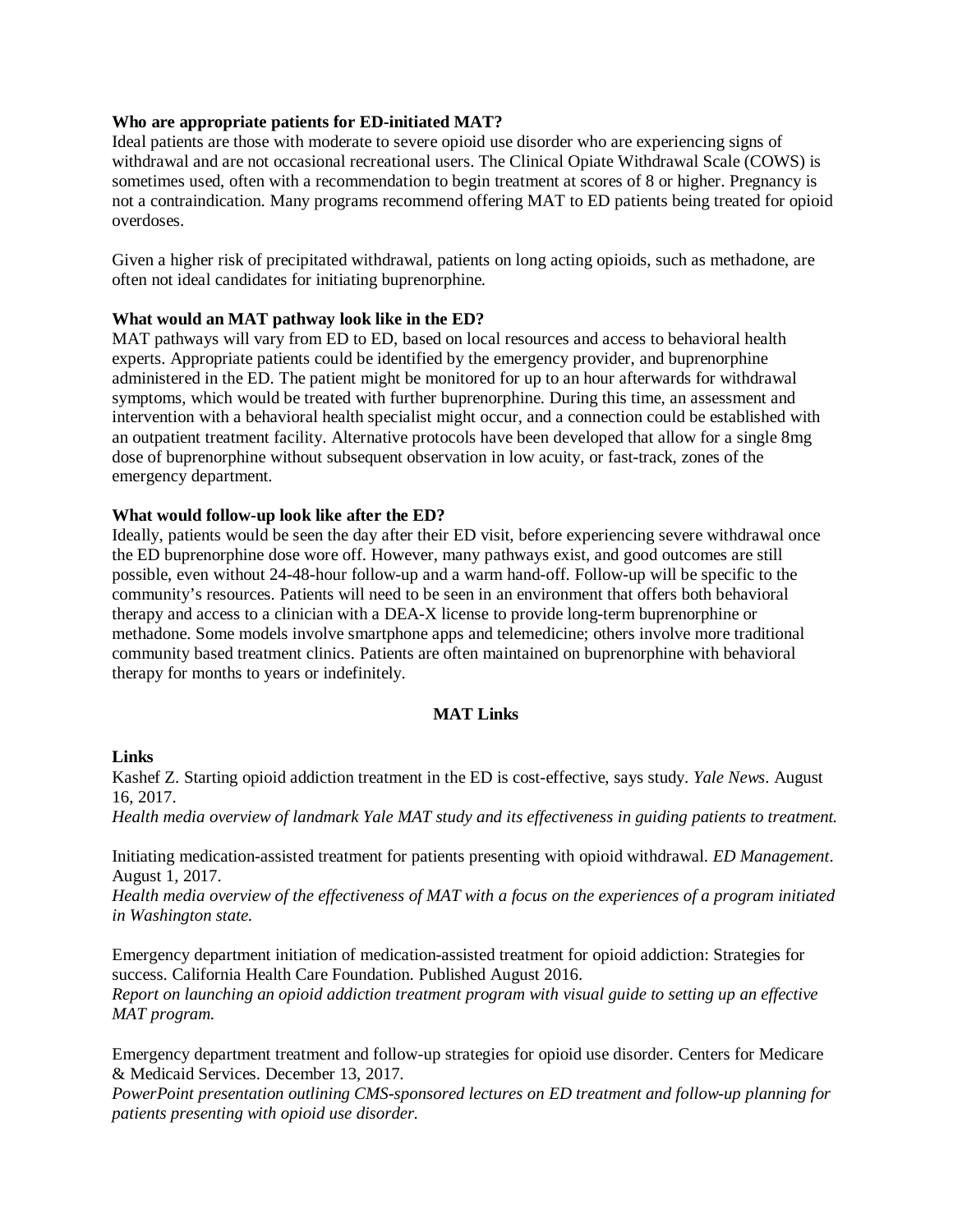**Who are appropriate patients for ED-initiated MAT?**
Ideal patients are those with moderate to severe opioid use disorder who are experiencing signs of withdrawal and are not occasional recreational users. The Clinical Opiate Withdrawal Scale (COWS) is sometimes used, often with a recommendation to begin treatment at scores of 8 or higher. Pregnancy is not a contraindication. Many programs recommend offering MAT to ED patients being treated for opioid overdoses.

Given a higher risk of precipitated withdrawal, patients on long acting opioids, such as methadone, are often not ideal candidates for initiating buprenorphine.

**What would an MAT pathway look like in the ED?**
MAT pathways will vary from ED to ED, based on local resources and access to behavioral health experts. Appropriate patients could be identified by the emergency provider, and buprenorphine administered in the ED. The patient might be monitored for up to an hour afterwards for withdrawal symptoms, which would be treated with further buprenorphine. During this time, an assessment and intervention with a behavioral health specialist might occur, and a connection could be established with an outpatient treatment facility. Alternative protocols have been developed that allow for a single 8mg dose of buprenorphine without subsequent observation in low acuity, or fast-track, zones of the emergency department.

**What would follow-up look like after the ED?**
Ideally, patients would be seen the day after their ED visit, before experiencing severe withdrawal once the ED buprenorphine dose wore off. However, many pathways exist, and good outcomes are still possible, even without 24-48-hour follow-up and a warm hand-off. Follow-up will be specific to the community's resources. Patients will need to be seen in an environment that offers both behavioral therapy and access to a clinician with a DEA-X license to provide long-term buprenorphine or methadone. Some models involve smartphone apps and telemedicine; others involve more traditional community based treatment clinics. Patients are often maintained on buprenorphine with behavioral therapy for months to years or indefinitely.

## MAT Links

**Links**

Kashef Z. Starting opioid addiction treatment in the ED is cost-effective, says study. *Yale News*. August 16, 2017.
*Health media overview of landmark Yale MAT study and its effectiveness in guiding patients to treatment.*

Initiating medication-assisted treatment for patients presenting with opioid withdrawal. *ED Management*. August 1, 2017.
*Health media overview of the effectiveness of MAT with a focus on the experiences of a program initiated in Washington state.*

Emergency department initiation of medication-assisted treatment for opioid addiction: Strategies for success. California Health Care Foundation. Published August 2016.
*Report on launching an opioid addiction treatment program with visual guide to setting up an effective MAT program.*

Emergency department treatment and follow-up strategies for opioid use disorder. Centers for Medicare & Medicaid Services. December 13, 2017.
*PowerPoint presentation outlining CMS-sponsored lectures on ED treatment and follow-up planning for patients presenting with opioid use disorder.*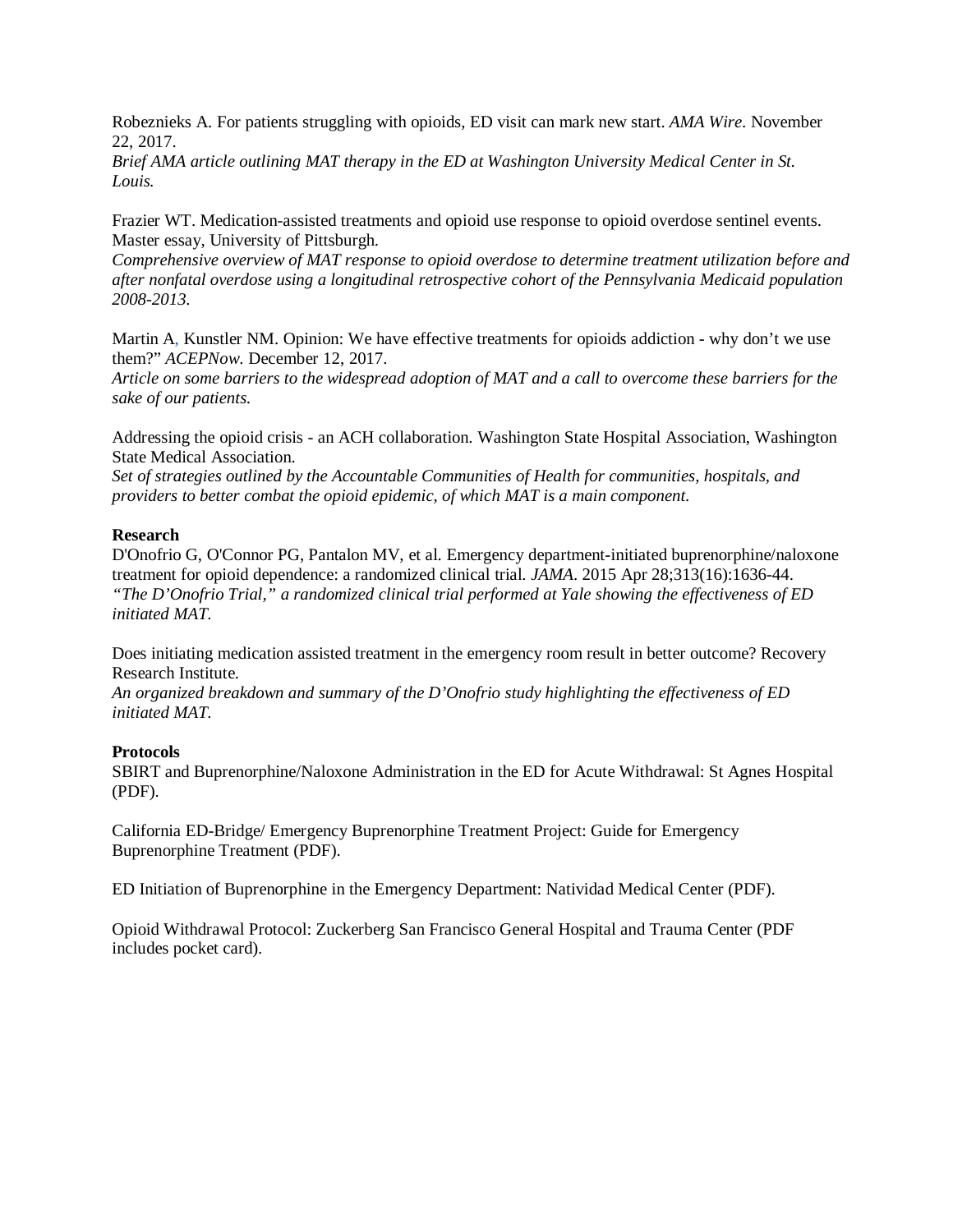Robeznieks A. For patients struggling with opioids, ED visit can mark new start. *AMA Wire*. November 22, 2017.
*Brief AMA article outlining MAT therapy in the ED at Washington University Medical Center in St. Louis.*

Frazier WT. Medication-assisted treatments and opioid use response to opioid overdose sentinel events. Master essay, University of Pittsburgh.
*Comprehensive overview of MAT response to opioid overdose to determine treatment utilization before and after nonfatal overdose using a longitudinal retrospective cohort of the Pennsylvania Medicaid population 2008-2013.*

Martin A, Kunstler NM. Opinion: We have effective treatments for opioids addiction - why don't we use them?" *ACEPNow.* December 12, 2017.
*Article on some barriers to the widespread adoption of MAT and a call to overcome these barriers for the sake of our patients.*

Addressing the opioid crisis - an ACH collaboration. Washington State Hospital Association, Washington State Medical Association.
*Set of strategies outlined by the Accountable Communities of Health for communities, hospitals, and providers to better combat the opioid epidemic, of which MAT is a main component.*

**Research**

D'Onofrio G, O'Connor PG, Pantalon MV, et al. Emergency department-initiated buprenorphine/naloxone treatment for opioid dependence: a randomized clinical trial. *JAMA*. 2015 Apr 28;313(16):1636-44.
*"The D'Onofrio Trial," a randomized clinical trial performed at Yale showing the effectiveness of ED initiated MAT.*

Does initiating medication assisted treatment in the emergency room result in better outcome? Recovery Research Institute.
*An organized breakdown and summary of the D'Onofrio study highlighting the effectiveness of ED initiated MAT.*

**Protocols**

SBIRT and Buprenorphine/Naloxone Administration in the ED for Acute Withdrawal: St Agnes Hospital (PDF).

California ED-Bridge/ Emergency Buprenorphine Treatment Project: Guide for Emergency Buprenorphine Treatment (PDF).

ED Initiation of Buprenorphine in the Emergency Department: Natividad Medical Center (PDF).

Opioid Withdrawal Protocol: Zuckerberg San Francisco General Hospital and Trauma Center (PDF includes pocket card).